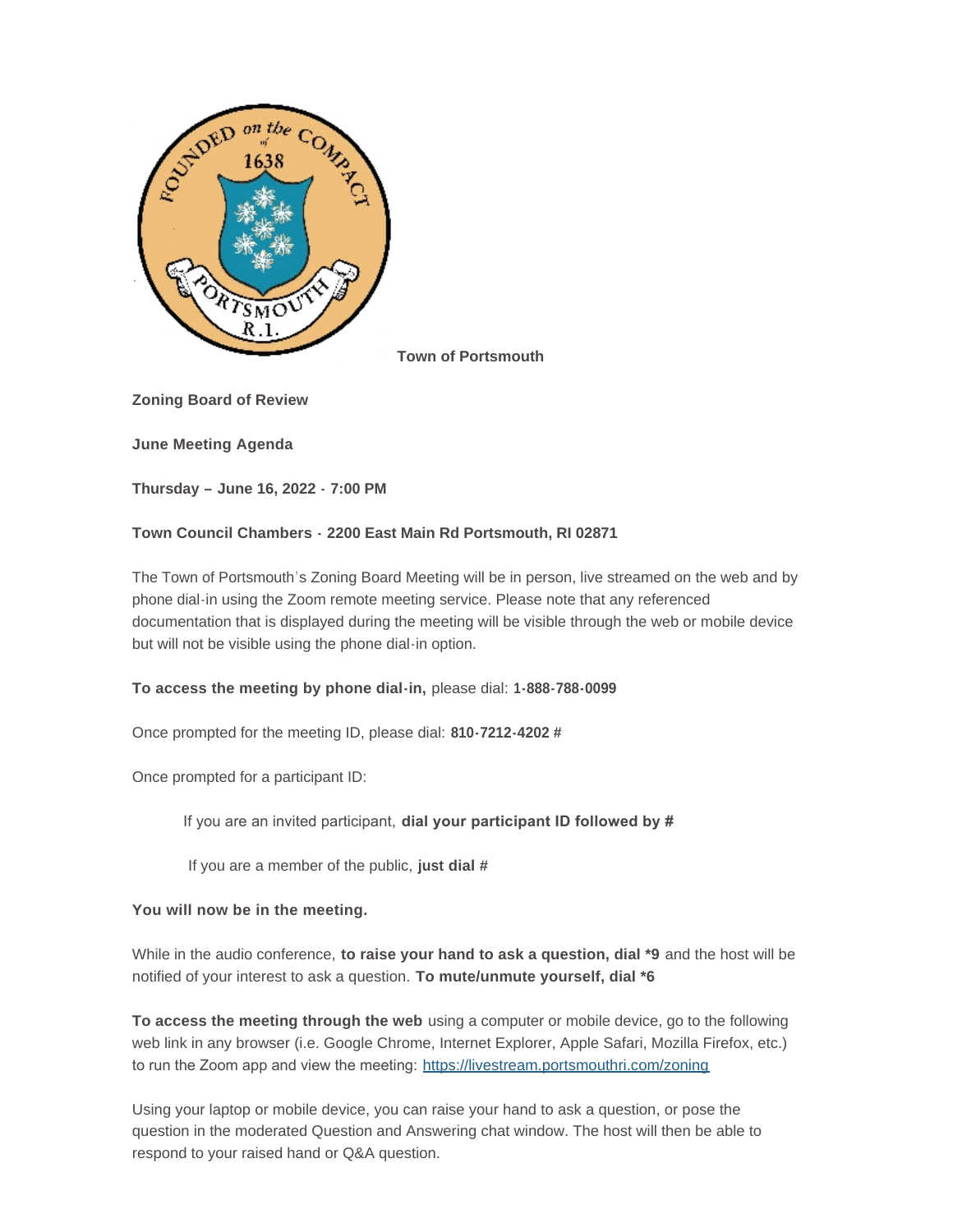**Town of Portsmouth**

**Zoning Board of Review**

**June Meeting Agenda**

**Thursday – June 16, 2022 - 7:00 PM**

**Town Council Chambers - 2200 East Main Rd Portsmouth, RI 02871**

The Town of Portsmouth's Zoning Board Meeting will be in person, live streamed on the web and by phone dial-in using the Zoom remote meeting service. Please note that any referenced documentation that is displayed during the meeting will be visible through the web or mobile device but will not be visible using the phone dial-in option.

**To access the meeting by phone dial-in,** please dial: **1-888-788-0099**

Once prompted for the meeting ID, please dial: **810-7212-4202 #**

Once prompted for a participant ID:

If you are an invited participant, **dial your participant ID followed by #**

If you are a member of the public, **just dial #**

**You will now be in the meeting.**

While in the audio conference, **to raise your hand to ask a question, dial *9** and the host will be notified of your interest to ask a question. **To mute/unmute yourself, dial *6**

**To access the meeting through the web** using a computer or mobile device, go to the following web link in any browser (i.e. Google Chrome, Internet Explorer, Apple Safari, Mozilla Firefox, etc.) to run the Zoom app and view the meeting: [https://livestream.portsmouthri.com/zoning](https://livestream.portsmouthri.com/zoning)

Using your laptop or mobile device, you can raise your hand to ask a question, or pose the question in the moderated Question and Answering chat window. The host will then be able to respond to your raised hand or Q&A question.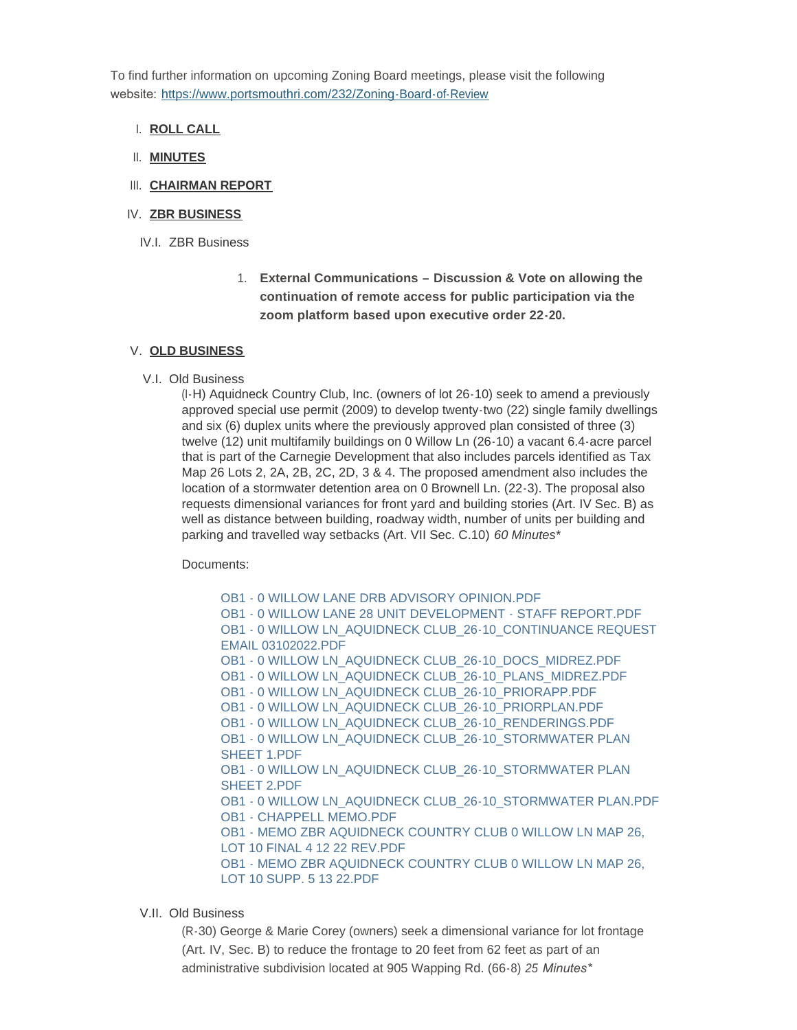To find further information on upcoming Zoning Board meetings, please visit the following website: https://www.portsmouthri.com/232/Zoning-Board-of-Review

I. **ROLL CALL**

II. **MINUTES**

III. **CHAIRMAN REPORT**

IV. **ZBR BUSINESS**

IV.I. ZBR Business

1. **External Communications – Discussion & Vote on allowing the continuation of remote access for public participation via the zoom platform based upon executive order 22-20.**

V. **OLD BUSINESS**

V.I. Old Business

(I-H) Aquidneck Country Club, Inc. (owners of lot 26-10) seek to amend a previously approved special use permit (2009) to develop twenty-two (22) single family dwellings and six (6) duplex units where the previously approved plan consisted of three (3) twelve (12) unit multifamily buildings on 0 Willow Ln (26-10) a vacant 6.4-acre parcel that is part of the Carnegie Development that also includes parcels identified as Tax Map 26 Lots 2, 2A, 2B, 2C, 2D, 3 & 4. The proposed amendment also includes the location of a stormwater detention area on 0 Brownell Ln. (22-3). The proposal also requests dimensional variances for front yard and building stories (Art. IV Sec. B) as well as distance between building, roadway width, number of units per building and parking and travelled way setbacks (Art. VII Sec. C.10) *60 Minutes**

Documents:

OB1 - 0 WILLOW LANE DRB ADVISORY OPINION.PDF
OB1 - 0 WILLOW LANE 28 UNIT DEVELOPMENT - STAFF REPORT.PDF
OB1 - 0 WILLOW LN_AQUIDNECK CLUB_26-10_CONTINUANCE REQUEST EMAIL 03102022.PDF
OB1 - 0 WILLOW LN_AQUIDNECK CLUB_26-10_DOCS_MIDREZ.PDF
OB1 - 0 WILLOW LN_AQUIDNECK CLUB_26-10_PLANS_MIDREZ.PDF
OB1 - 0 WILLOW LN_AQUIDNECK CLUB_26-10_PRIORAPP.PDF
OB1 - 0 WILLOW LN_AQUIDNECK CLUB_26-10_PRIORPLAN.PDF
OB1 - 0 WILLOW LN_AQUIDNECK CLUB_26-10_RENDERINGS.PDF
OB1 - 0 WILLOW LN_AQUIDNECK CLUB_26-10_STORMWATER PLAN SHEET 1.PDF
OB1 - 0 WILLOW LN_AQUIDNECK CLUB_26-10_STORMWATER PLAN SHEET 2.PDF
OB1 - 0 WILLOW LN_AQUIDNECK CLUB_26-10_STORMWATER PLAN.PDF
OB1 - CHAPPELL MEMO.PDF
OB1 - MEMO ZBR AQUIDNECK COUNTRY CLUB 0 WILLOW LN MAP 26, LOT 10 FINAL 4 12 22 REV.PDF
OB1 - MEMO ZBR AQUIDNECK COUNTRY CLUB 0 WILLOW LN MAP 26, LOT 10 SUPP. 5 13 22.PDF

V.II. Old Business

(R-30) George & Marie Corey (owners) seek a dimensional variance for lot frontage (Art. IV, Sec. B) to reduce the frontage to 20 feet from 62 feet as part of an administrative subdivision located at 905 Wapping Rd. (66-8) *25 Minutes**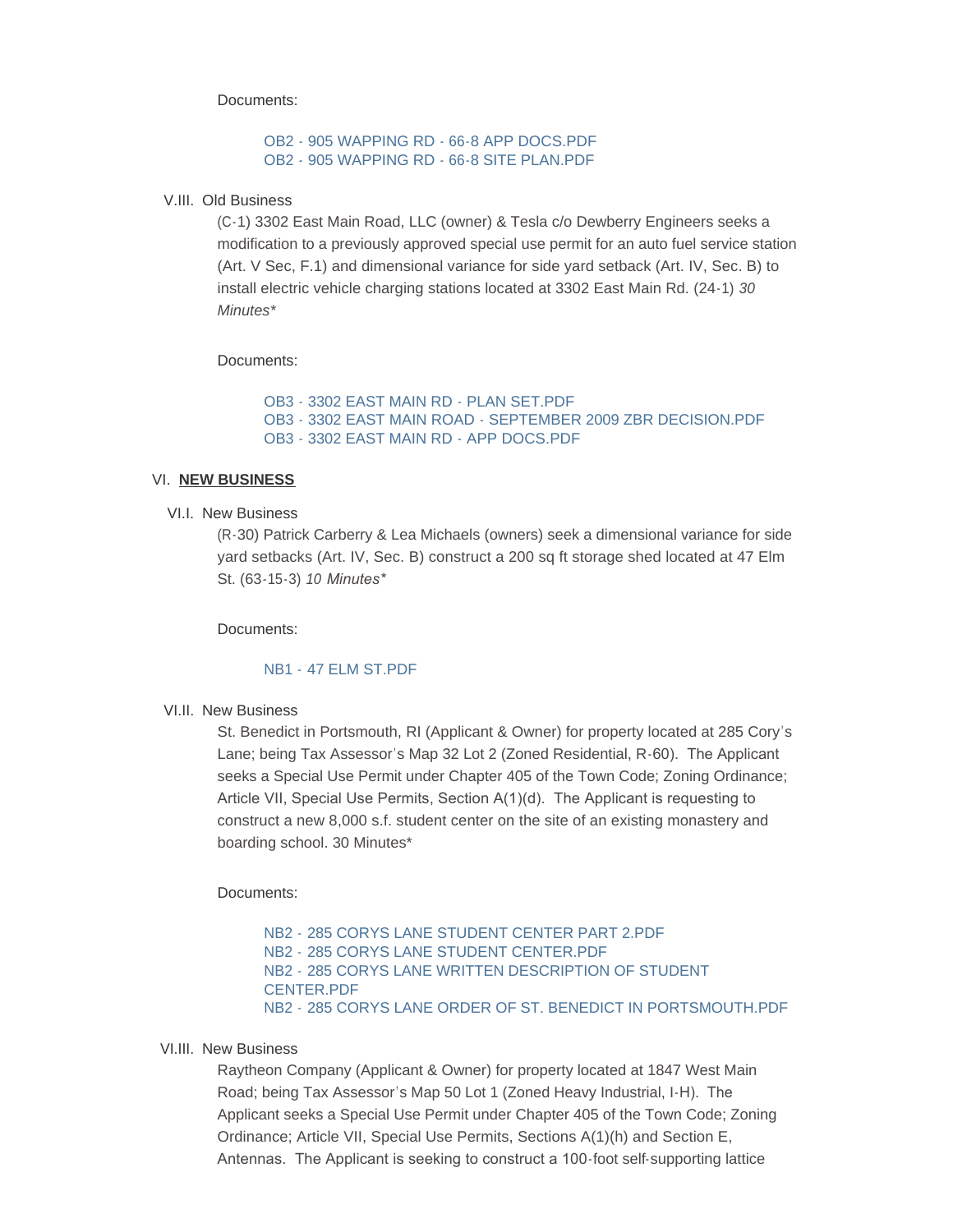Documents:

OB2 - 905 WAPPING RD - 66-8 APP DOCS.PDF
OB2 - 905 WAPPING RD - 66-8 SITE PLAN.PDF

V.III. Old Business

(C-1) 3302 East Main Road, LLC (owner) & Tesla c/o Dewberry Engineers seeks a modification to a previously approved special use permit for an auto fuel service station (Art. V Sec, F.1) and dimensional variance for side yard setback (Art. IV, Sec. B) to install electric vehicle charging stations located at 3302 East Main Rd. (24-1) *30 Minutes**

Documents:

OB3 - 3302 EAST MAIN RD - PLAN SET.PDF
OB3 - 3302 EAST MAIN ROAD - SEPTEMBER 2009 ZBR DECISION.PDF
OB3 - 3302 EAST MAIN RD - APP DOCS.PDF

## VI. **NEW BUSINESS**

VI.I. New Business

(R-30) Patrick Carberry & Lea Michaels (owners) seek a dimensional variance for side yard setbacks (Art. IV, Sec. B) construct a 200 sq ft storage shed located at 47 Elm St. (63-15-3) *10 Minutes**

Documents:

NB1 - 47 ELM ST.PDF

VI.II. New Business

St. Benedict in Portsmouth, RI (Applicant & Owner) for property located at 285 Cory's Lane; being Tax Assessor's Map 32 Lot 2 (Zoned Residential, R-60). The Applicant seeks a Special Use Permit under Chapter 405 of the Town Code; Zoning Ordinance; Article VII, Special Use Permits, Section A(1)(d). The Applicant is requesting to construct a new 8,000 s.f. student center on the site of an existing monastery and boarding school. 30 Minutes*

Documents:

NB2 - 285 CORYS LANE STUDENT CENTER PART 2.PDF
NB2 - 285 CORYS LANE STUDENT CENTER.PDF
NB2 - 285 CORYS LANE WRITTEN DESCRIPTION OF STUDENT CENTER.PDF
NB2 - 285 CORYS LANE ORDER OF ST. BENEDICT IN PORTSMOUTH.PDF

VI.III. New Business

Raytheon Company (Applicant & Owner) for property located at 1847 West Main Road; being Tax Assessor's Map 50 Lot 1 (Zoned Heavy Industrial, I-H). The Applicant seeks a Special Use Permit under Chapter 405 of the Town Code; Zoning Ordinance; Article VII, Special Use Permits, Sections A(1)(h) and Section E, Antennas. The Applicant is seeking to construct a 100-foot self-supporting lattice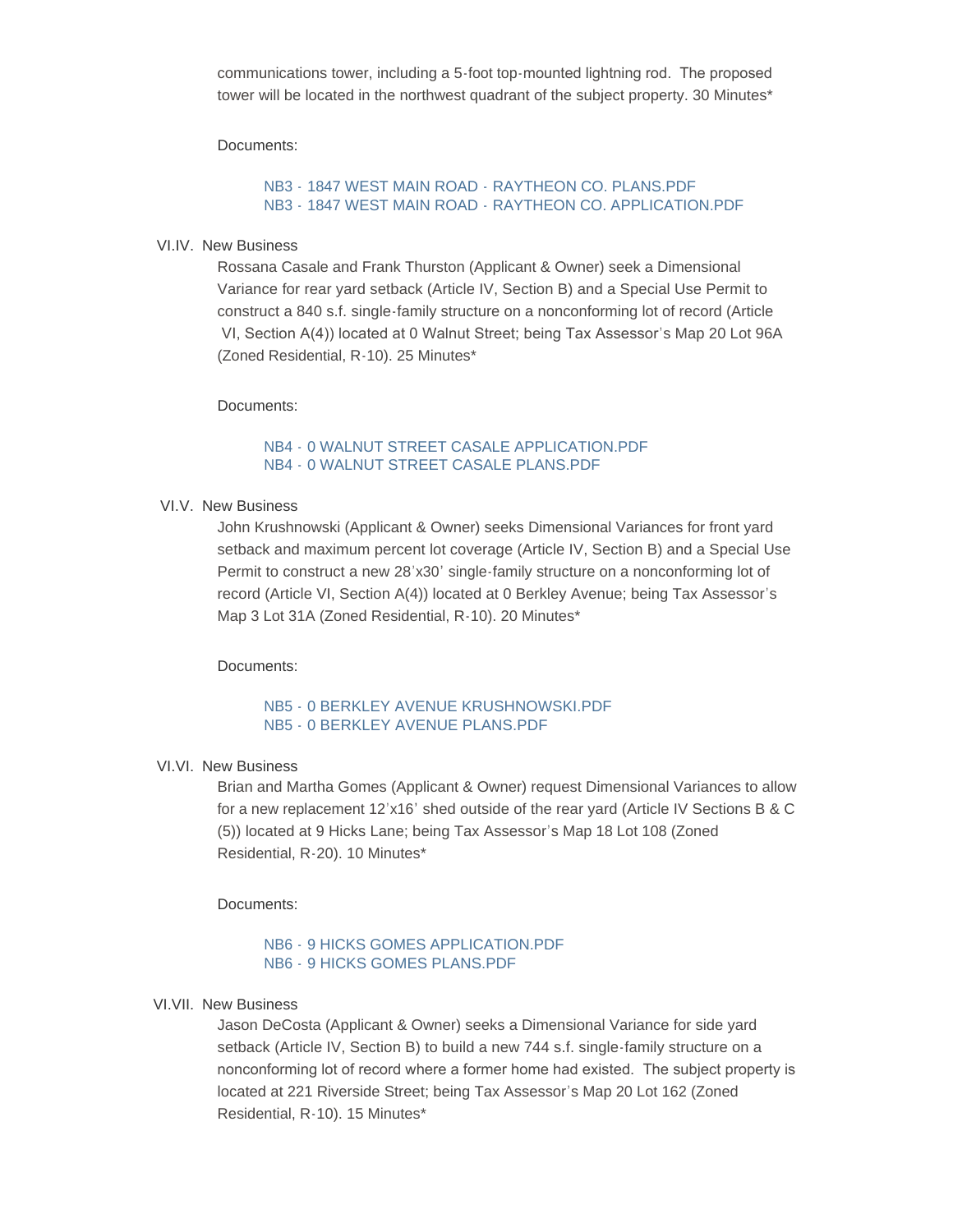communications tower, including a 5-foot top-mounted lightning rod. The proposed tower will be located in the northwest quadrant of the subject property. 30 Minutes*

Documents:

NB3 - 1847 WEST MAIN ROAD - RAYTHEON CO. PLANS.PDF
NB3 - 1847 WEST MAIN ROAD - RAYTHEON CO. APPLICATION.PDF

VI.IV. New Business

Rossana Casale and Frank Thurston (Applicant & Owner) seek a Dimensional Variance for rear yard setback (Article IV, Section B) and a Special Use Permit to construct a 840 s.f. single-family structure on a nonconforming lot of record (Article VI, Section A(4)) located at 0 Walnut Street; being Tax Assessor's Map 20 Lot 96A (Zoned Residential, R-10). 25 Minutes*

Documents:

NB4 - 0 WALNUT STREET CASALE APPLICATION.PDF
NB4 - 0 WALNUT STREET CASALE PLANS.PDF

VI.V. New Business

John Krushnowski (Applicant & Owner) seeks Dimensional Variances for front yard setback and maximum percent lot coverage (Article IV, Section B) and a Special Use Permit to construct a new 28'x30' single-family structure on a nonconforming lot of record (Article VI, Section A(4)) located at 0 Berkley Avenue; being Tax Assessor's Map 3 Lot 31A (Zoned Residential, R-10). 20 Minutes*

Documents:

NB5 - 0 BERKLEY AVENUE KRUSHNOWSKI.PDF
NB5 - 0 BERKLEY AVENUE PLANS.PDF

VI.VI. New Business

Brian and Martha Gomes (Applicant & Owner) request Dimensional Variances to allow for a new replacement 12'x16' shed outside of the rear yard (Article IV Sections B & C (5)) located at 9 Hicks Lane; being Tax Assessor's Map 18 Lot 108 (Zoned Residential, R-20). 10 Minutes*

Documents:

NB6 - 9 HICKS GOMES APPLICATION.PDF
NB6 - 9 HICKS GOMES PLANS.PDF

VI.VII. New Business

Jason DeCosta (Applicant & Owner) seeks a Dimensional Variance for side yard setback (Article IV, Section B) to build a new 744 s.f. single-family structure on a nonconforming lot of record where a former home had existed. The subject property is located at 221 Riverside Street; being Tax Assessor's Map 20 Lot 162 (Zoned Residential, R-10). 15 Minutes*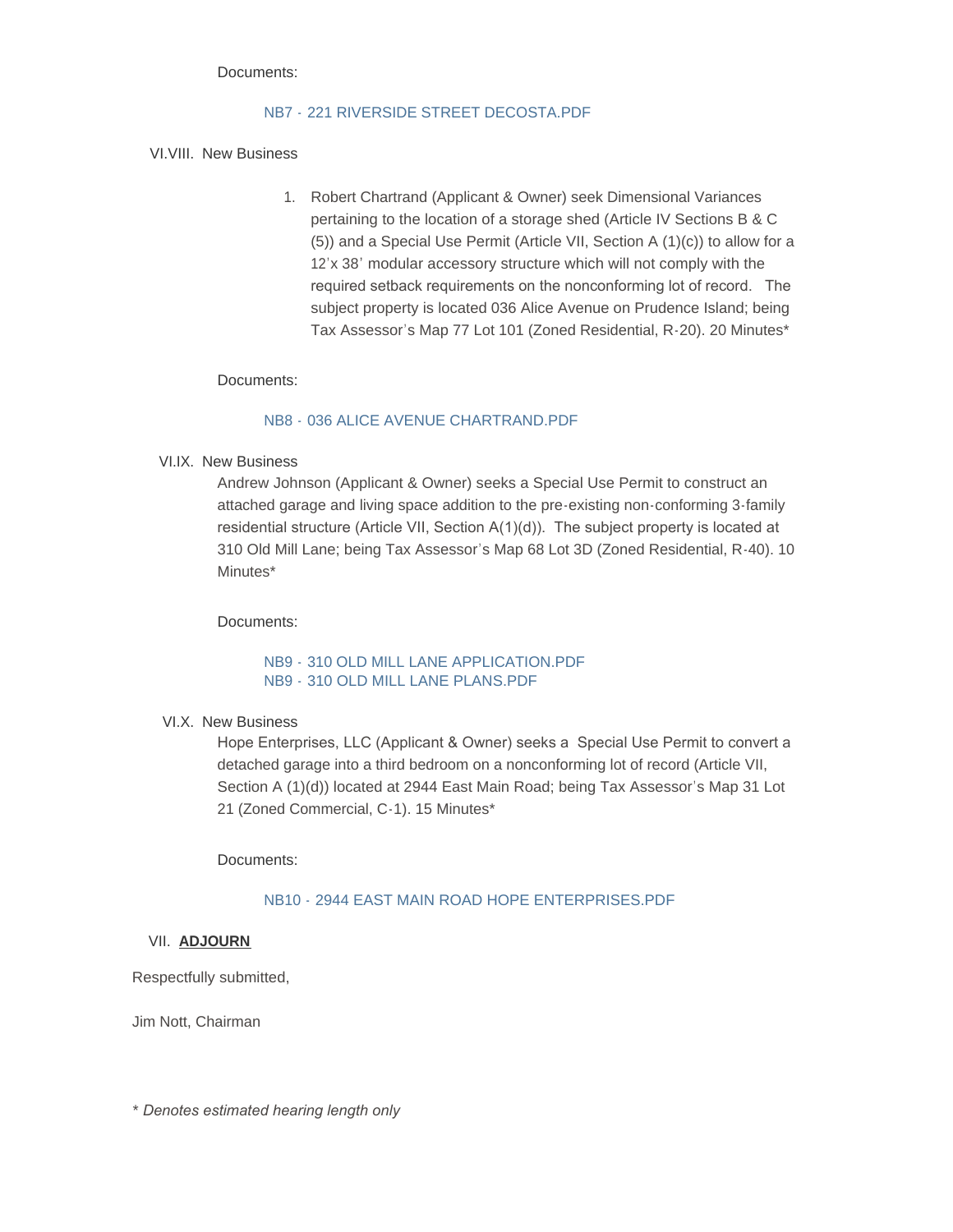Documents:

NB7 - 221 RIVERSIDE STREET DECOSTA.PDF

VI.VIII. New Business

1. Robert Chartrand (Applicant & Owner) seek Dimensional Variances pertaining to the location of a storage shed (Article IV Sections B & C (5)) and a Special Use Permit (Article VII, Section A (1)(c)) to allow for a 12'x 38' modular accessory structure which will not comply with the required setback requirements on the nonconforming lot of record. The subject property is located 036 Alice Avenue on Prudence Island; being Tax Assessor's Map 77 Lot 101 (Zoned Residential, R-20). 20 Minutes*

Documents:

NB8 - 036 ALICE AVENUE CHARTRAND.PDF

VI.IX. New Business

Andrew Johnson (Applicant & Owner) seeks a Special Use Permit to construct an attached garage and living space addition to the pre-existing non-conforming 3-family residential structure (Article VII, Section A(1)(d)). The subject property is located at 310 Old Mill Lane; being Tax Assessor's Map 68 Lot 3D (Zoned Residential, R-40). 10 Minutes*

Documents:

NB9 - 310 OLD MILL LANE APPLICATION.PDF
NB9 - 310 OLD MILL LANE PLANS.PDF

VI.X. New Business

Hope Enterprises, LLC (Applicant & Owner) seeks a Special Use Permit to convert a detached garage into a third bedroom on a nonconforming lot of record (Article VII, Section A (1)(d)) located at 2944 East Main Road; being Tax Assessor's Map 31 Lot 21 (Zoned Commercial, C-1). 15 Minutes*

Documents:

NB10 - 2944 EAST MAIN ROAD HOPE ENTERPRISES.PDF

VII. **ADJOURN**

Respectfully submitted,

Jim Nott, Chairman

* *Denotes estimated hearing length only*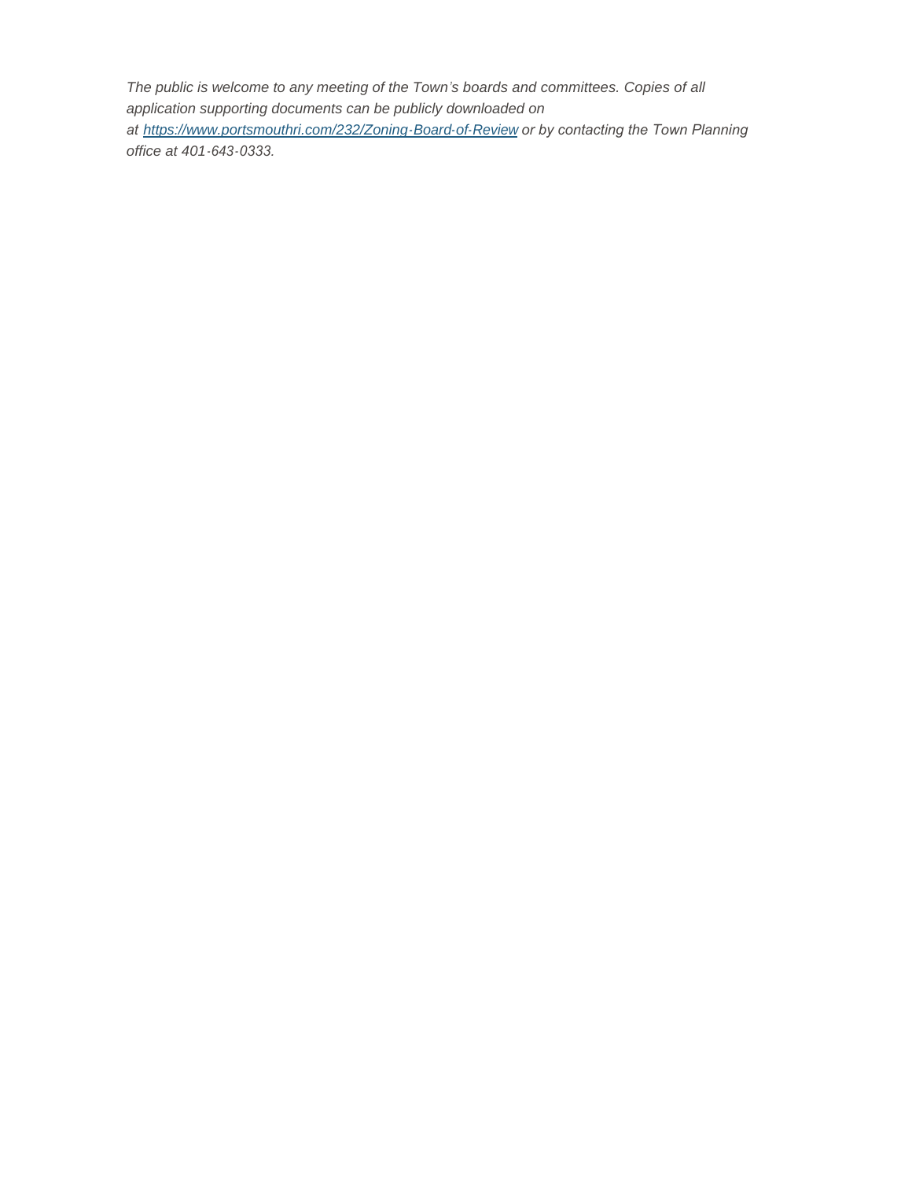*The public is welcome to any meeting of the Town's boards and committees. Copies of all application supporting documents can be publicly downloaded on at [https://www.portsmouthri.com/232/Zoning-Board-of-Review](https://www.portsmouthri.com/232/Zoning-Board-of-Review) or by contacting the Town Planning office at 401-643-0333.*